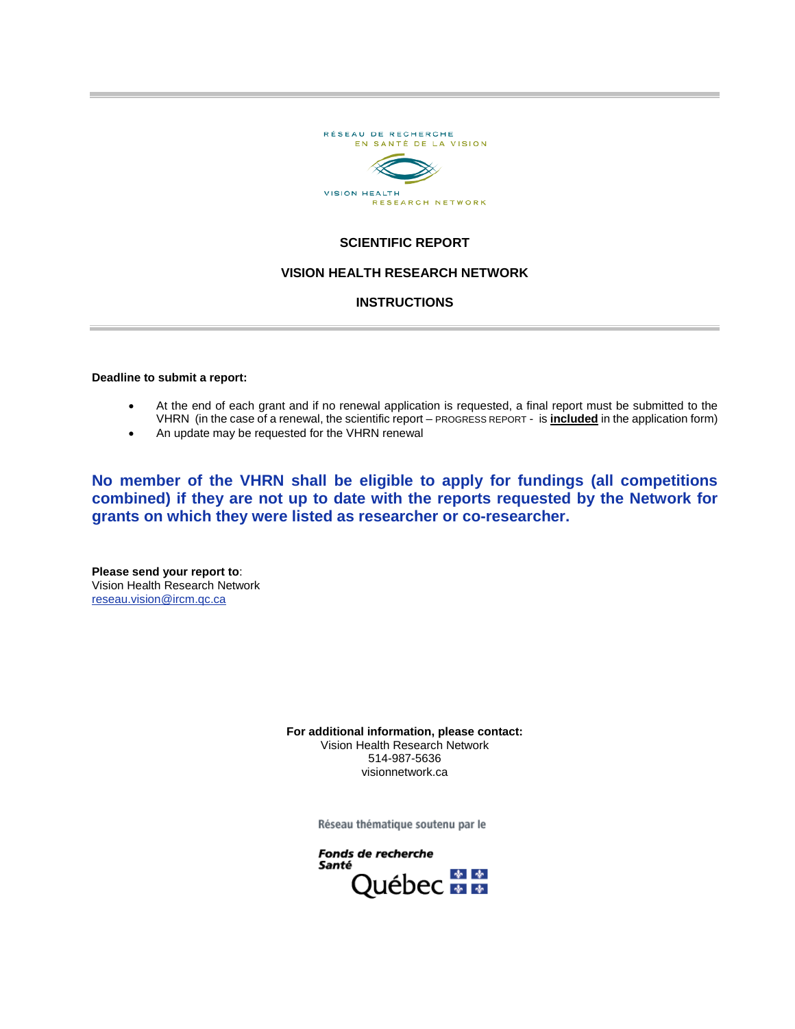RÉSEAU DE RECHERCHE
EN SANTÉ DE LA VISION

VISION HEALTH
RESEARCH NETWORK

# SCIENTIFIC REPORT

# VISION HEALTH RESEARCH NETWORK

# INSTRUCTIONS

**Deadline to submit a report:**

- At the end of each grant and if no renewal application is requested, a final report must be submitted to the VHRN (in the case of a renewal, the scientific report – PROGRESS REPORT - is **included** in the application form)
- An update may be requested for the VHRN renewal

**No member of the VHRN shall be eligible to apply for fundings (all competitions combined) if they are not up to date with the reports requested by the Network for grants on which they were listed as researcher or co-researcher.**

**Please send your report to**:
Vision Health Research Network
reseau.vision@ircm.qc.ca

**For additional information, please contact:**
Vision Health Research Network
514-987-5636
visionnetwork.ca

Réseau thématique soutenu par le

*Fonds de recherche Santé* Québec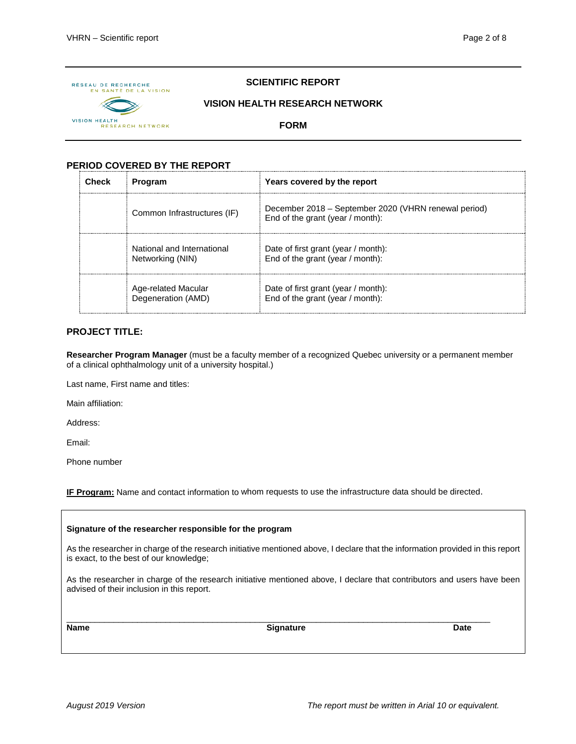# SCIENTIFIC REPORT

## VISION HEALTH RESEARCH NETWORK

## FORM

### PERIOD COVERED BY THE REPORT

| Check | Program | Years covered by the report |
|---|---|---|
| | Common Infrastructures (IF) | December 2018 – September 2020 (VHRN renewal period)<br>End of the grant (year / month): |
| | National and International Networking (NIN) | Date of first grant (year / month):<br>End of the grant (year / month): |
| | Age-related Macular Degeneration (AMD) | Date of first grant (year / month):<br>End of the grant (year / month): |

### PROJECT TITLE:

**Researcher Program Manager** (must be a faculty member of a recognized Quebec university or a permanent member of a clinical ophthalmology unit of a university hospital.)

Last name, First name and titles:

Main affiliation:

Address:

Email:

Phone number

**IF Program:** Name and contact information to whom requests to use the infrastructure data should be directed.

**Signature of the researcher responsible for the program**

As the researcher in charge of the research initiative mentioned above, I declare that the information provided in this report is exact, to the best of our knowledge;

As the researcher in charge of the research initiative mentioned above, I declare that contributors and users have been advised of their inclusion in this report.

______________________________________________________________________________

**Name** **Signature** **Date**

*August 2019 Version* *The report must be written in Arial 10 or equivalent.*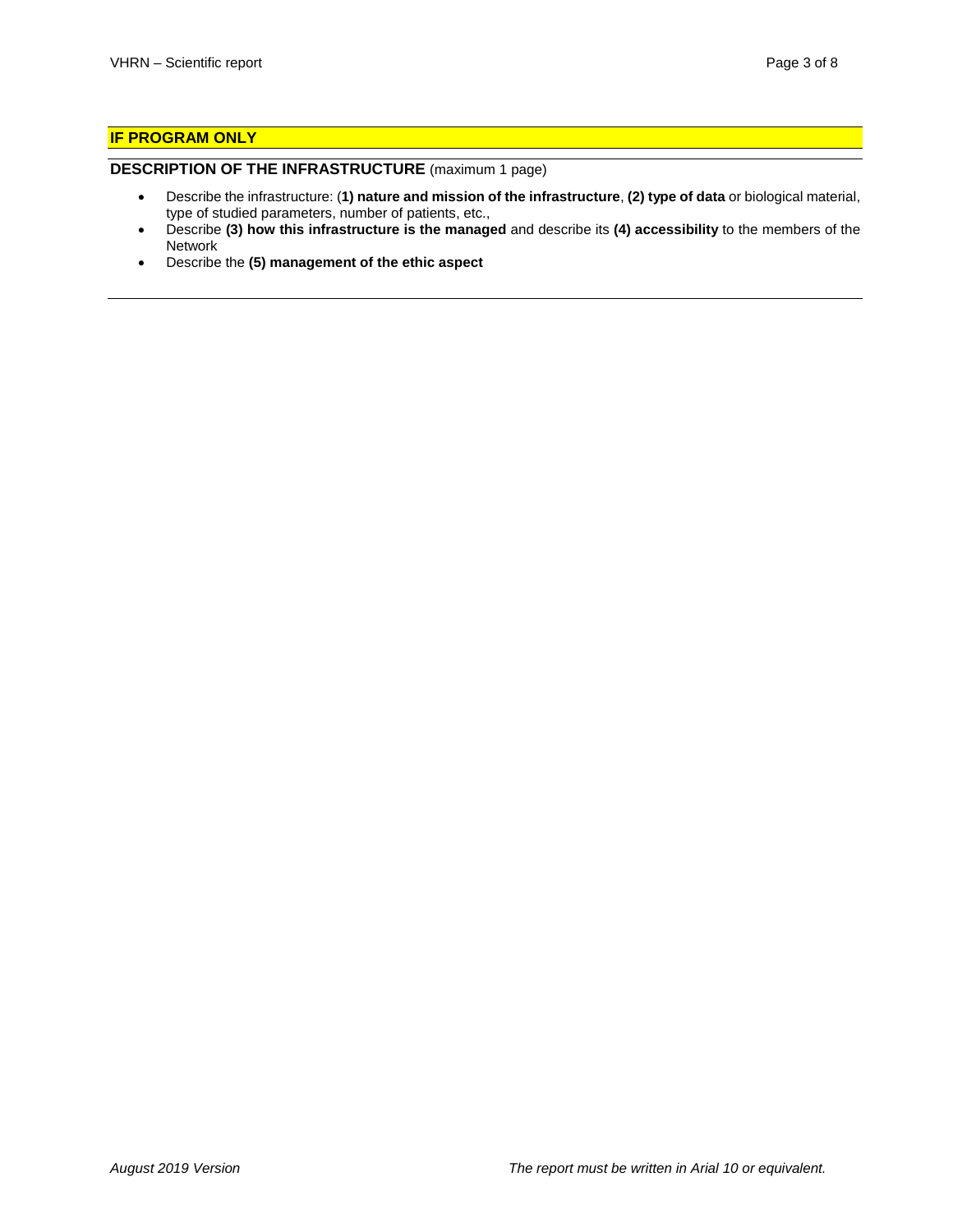**IF PROGRAM ONLY**

**DESCRIPTION OF THE INFRASTRUCTURE** (maximum 1 page)

- Describe the infrastructure: (**1) nature and mission of the infrastructure**, **(2) type of data** or biological material, type of studied parameters, number of patients, etc.,
- Describe **(3) how this infrastructure is the managed** and describe its **(4) accessibility** to the members of the Network
- Describe the **(5) management of the ethic aspect**

---

*August 2019 Version* *The report must be written in Arial 10 or equivalent.*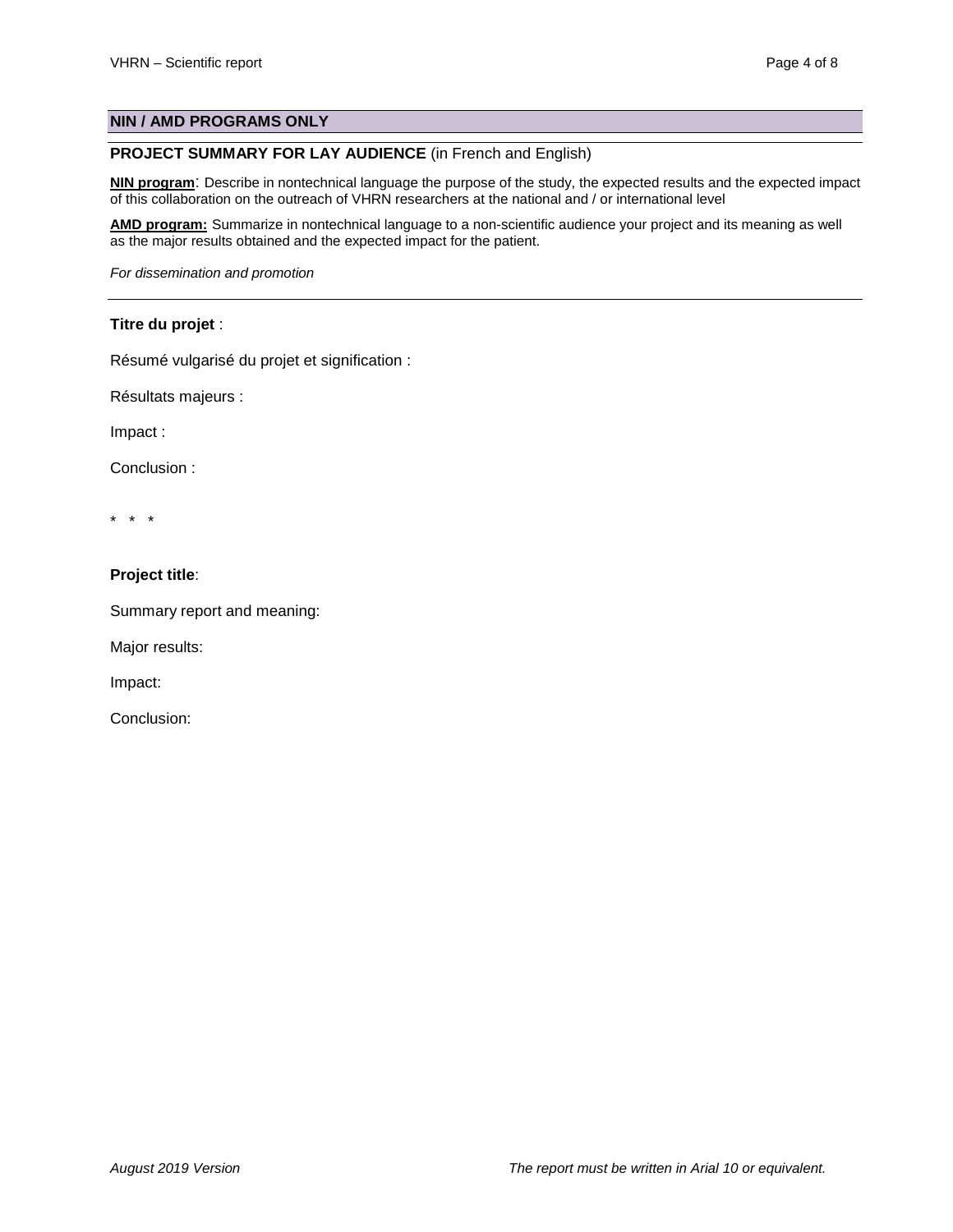## NIN / AMD PROGRAMS ONLY

**PROJECT SUMMARY FOR LAY AUDIENCE** (in French and English)

**NIN program**: Describe in nontechnical language the purpose of the study, the expected results and the expected impact of this collaboration on the outreach of VHRN researchers at the national and / or international level

**AMD program:** Summarize in nontechnical language to a non-scientific audience your project and its meaning as well as the major results obtained and the expected impact for the patient.

*For dissemination and promotion*

---

**Titre du projet** :

Résumé vulgarisé du projet et signification :

Résultats majeurs :

Impact :

Conclusion :

\*   \*   \*

**Project title**:

Summary report and meaning:

Major results:

Impact:

Conclusion:

*August 2019 Version*

*The report must be written in Arial 10 or equivalent.*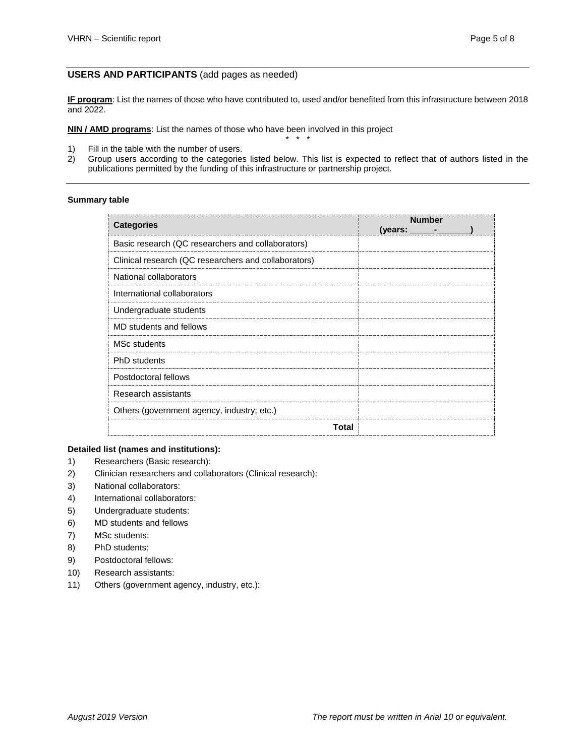## USERS AND PARTICIPANTS (add pages as needed)

**IF program**: List the names of those who have contributed to, used and/or benefited from this infrastructure between 2018 and 2022.

**NIN / AMD programs**: List the names of those who have been involved in this project

\* \* \*

1) Fill in the table with the number of users.
2) Group users according to the categories listed below. This list is expected to reflect that of authors listed in the publications permitted by the funding of this infrastructure or partnership project.

**Summary table**

| Categories | Number (years: _____-_______) |
|---|---|
| Basic research (QC researchers and collaborators) | |
| Clinical research (QC researchers and collaborators) | |
| National collaborators | |
| International collaborators | |
| Undergraduate students | |
| MD students and fellows | |
| MSc students | |
| PhD students | |
| Postdoctoral fellows | |
| Research assistants | |
| Others (government agency, industry; etc.) | |
| **Total** | |

**Detailed list (names and institutions):**

1) Researchers (Basic research):
2) Clinician researchers and collaborators (Clinical research):
3) National collaborators:
4) International collaborators:
5) Undergraduate students:
6) MD students and fellows
7) MSc students:
8) PhD students:
9) Postdoctoral fellows:
10) Research assistants:
11) Others (government agency, industry, etc.):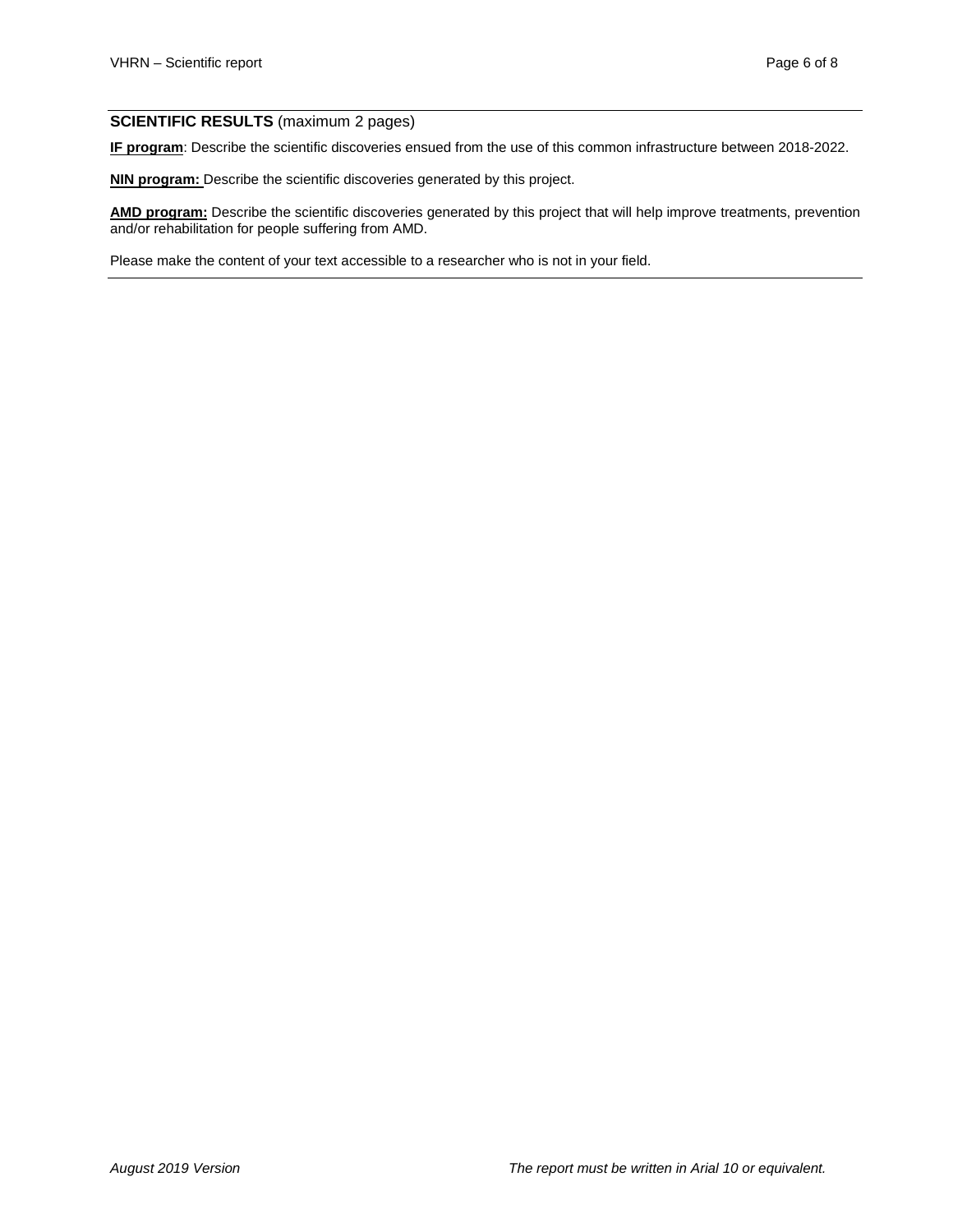**SCIENTIFIC RESULTS** (maximum 2 pages)

**IF program**: Describe the scientific discoveries ensued from the use of this common infrastructure between 2018-2022.

**NIN program:** Describe the scientific discoveries generated by this project.

**AMD program:** Describe the scientific discoveries generated by this project that will help improve treatments, prevention and/or rehabilitation for people suffering from AMD.

Please make the content of your text accessible to a researcher who is not in your field.

*August 2019 Version* *The report must be written in Arial 10 or equivalent.*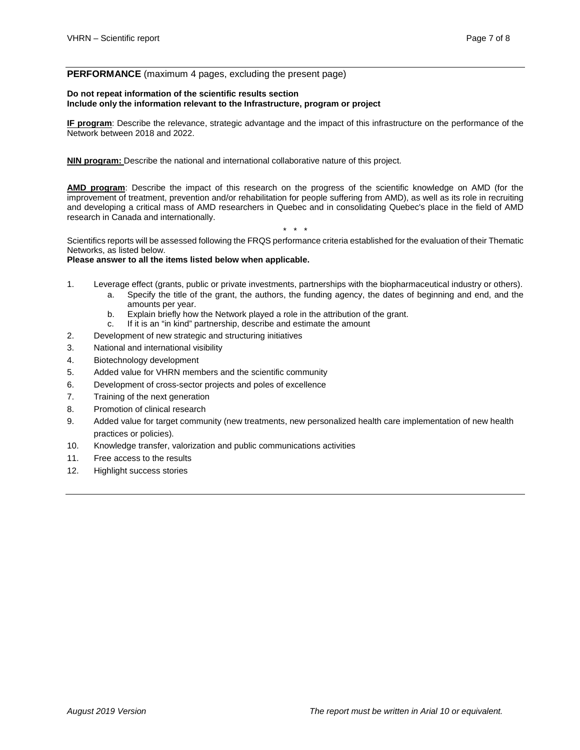## **PERFORMANCE** (maximum 4 pages, excluding the present page)

**Do not repeat information of the scientific results section**
**Include only the information relevant to the Infrastructure, program or project**

**IF program**: Describe the relevance, strategic advantage and the impact of this infrastructure on the performance of the Network between 2018 and 2022.

**NIN program:** Describe the national and international collaborative nature of this project.

**AMD program**: Describe the impact of this research on the progress of the scientific knowledge on AMD (for the improvement of treatment, prevention and/or rehabilitation for people suffering from AMD), as well as its role in recruiting and developing a critical mass of AMD researchers in Quebec and in consolidating Quebec's place in the field of AMD research in Canada and internationally.

\* \* \*

Scientifics reports will be assessed following the FRQS performance criteria established for the evaluation of their Thematic Networks, as listed below.
**Please answer to all the items listed below when applicable.**

1. Leverage effect (grants, public or private investments, partnerships with the biopharmaceutical industry or others).
   a. Specify the title of the grant, the authors, the funding agency, the dates of beginning and end, and the amounts per year.
   b. Explain briefly how the Network played a role in the attribution of the grant.
   c. If it is an "in kind" partnership, describe and estimate the amount
2. Development of new strategic and structuring initiatives
3. National and international visibility
4. Biotechnology development
5. Added value for VHRN members and the scientific community
6. Development of cross-sector projects and poles of excellence
7. Training of the next generation
8. Promotion of clinical research
9. Added value for target community (new treatments, new personalized health care implementation of new health practices or policies).
10. Knowledge transfer, valorization and public communications activities
11. Free access to the results
12. Highlight success stories

*August 2019 Version* *The report must be written in Arial 10 or equivalent.*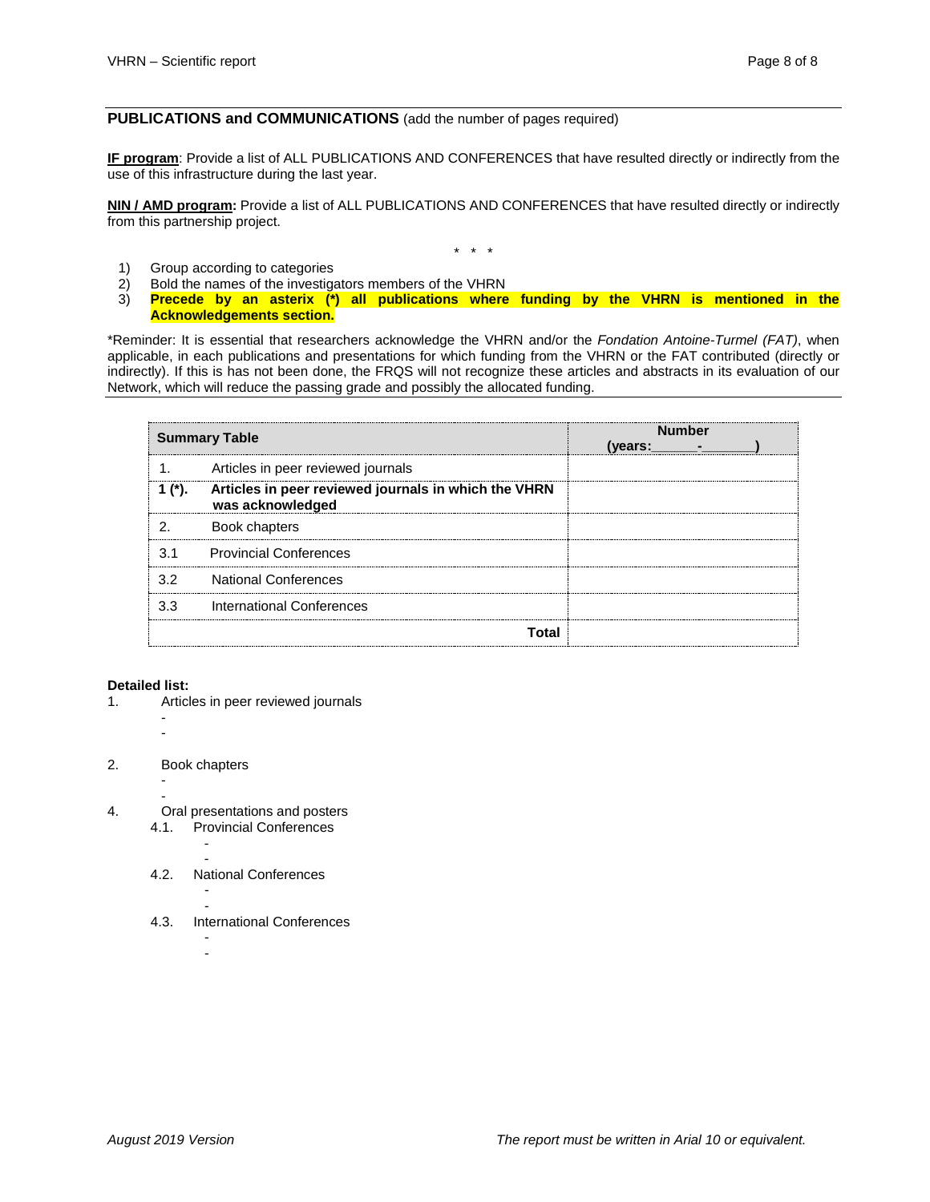## PUBLICATIONS and COMMUNICATIONS (add the number of pages required)

**IF program**: Provide a list of ALL PUBLICATIONS AND CONFERENCES that have resulted directly or indirectly from the use of this infrastructure during the last year.

**NIN / AMD program:** Provide a list of ALL PUBLICATIONS AND CONFERENCES that have resulted directly or indirectly from this partnership project.

\* \* \*

1) Group according to categories
2) Bold the names of the investigators members of the VHRN
3) **Precede by an asterix (*) all publications where funding by the VHRN is mentioned in the Acknowledgements section.**

*Reminder: It is essential that researchers acknowledge the VHRN and/or the *Fondation Antoine-Turmel (FAT)*, when applicable, in each publications and presentations for which funding from the VHRN or the FAT contributed (directly or indirectly). If this is has not been done, the FRQS will not recognize these articles and abstracts in its evaluation of our Network, which will reduce the passing grade and possibly the allocated funding.

| **Summary Table** | | **Number (years:______-_______)** |
|---|---|---|
| 1. | Articles in peer reviewed journals | |
| **1 (*).** | **Articles in peer reviewed journals in which the VHRN was acknowledged** | |
| 2. | Book chapters | |
| 3.1 | Provincial Conferences | |
| 3.2 | National Conferences | |
| 3.3 | International Conferences | |
| | **Total** | |

**Detailed list:**

1. Articles in peer reviewed journals
   -
   -

2. Book chapters
   -
   -

4. Oral presentations and posters
   - 4.1. Provincial Conferences
     -
     -
   - 4.2. National Conferences
     -
     -
   - 4.3. International Conferences
     -
     -